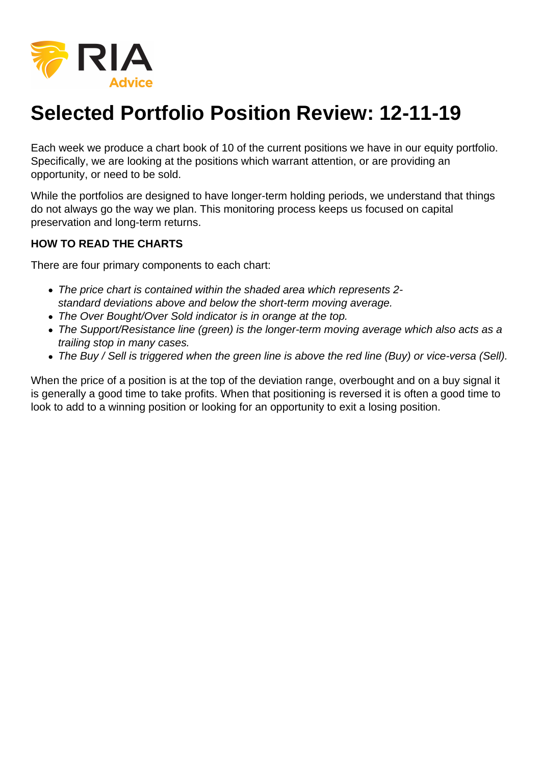# Selected Portfolio Position Review: 12-11-19

Each week we produce a chart book of 10 of the current positions we have in our equity portfolio. Specifically, we are looking at the positions which warrant attention, or are providing an opportunity, or need to be sold.

While the portfolios are designed to have longer-term holding periods, we understand that things do not always go the way we plan. This monitoring process keeps us focused on capital preservation and long-term returns.

**HOW TO READ THE CHARTS**

There are four primary components to each chart:

- *The price chart is contained within the shaded area which represents 2-standard deviations above and below the short-term moving average.*
- *The Over Bought/Over Sold indicator is in orange at the top.*
- *The Support/Resistance line (green) is the longer-term moving average which also acts as a trailing stop in many cases.*
- *The Buy / Sell is triggered when the green line is above the red line (Buy) or vice-versa (Sell).*

When the price of a position is at the top of the deviation range, overbought and on a buy signal it is generally a good time to take profits. When that positioning is reversed it is often a good time to look to add to a winning position or looking for an opportunity to exit a losing position.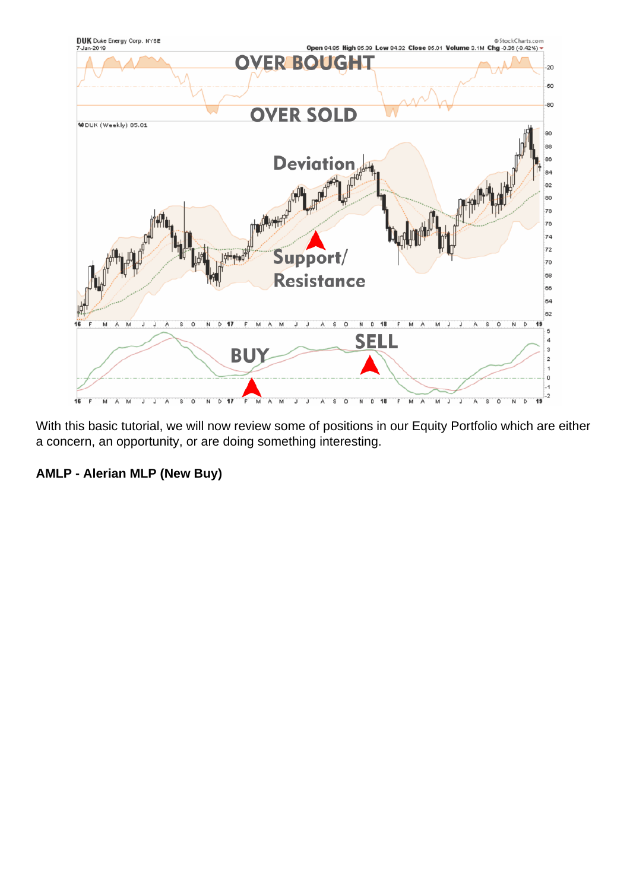With this basic tutorial, we will now review some of positions in our Equity Portfolio which are either a concern, an opportunity, or are doing something interesting.

**AMLP - Alerian MLP (New Buy)**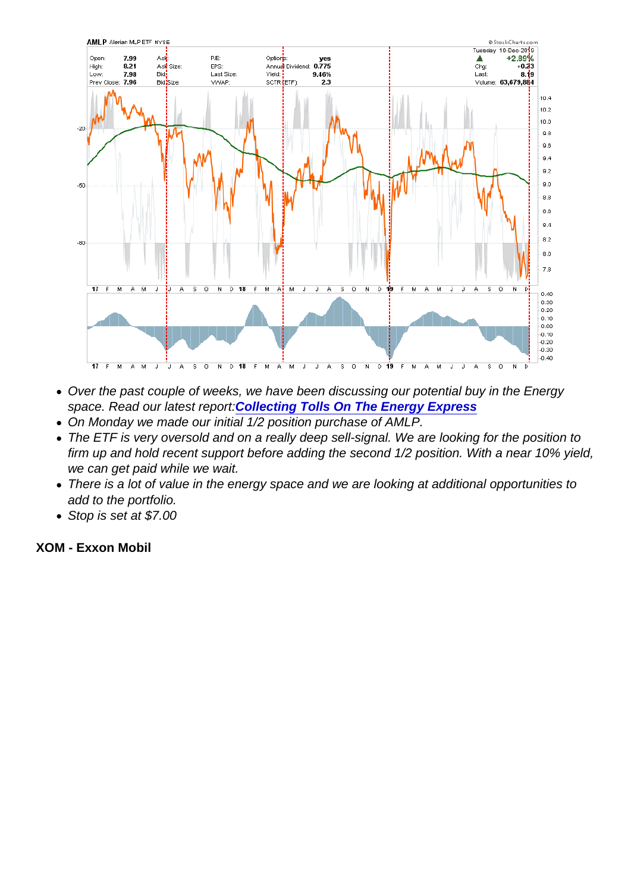- *Over the past couple of weeks, we have been discussing our potential buy in the Energy space. Read our latest report:**Collecting Tolls On The Energy Express***
- *On Monday we made our initial 1/2 position purchase of AMLP.*
- *The ETF is very oversold and on a really deep sell-signal. We are looking for the position to firm up and hold recent support before adding the second 1/2 position. With a near 10% yield, we can get paid while we wait.*
- *There is a lot of value in the energy space and we are looking at additional opportunities to add to the portfolio.*
- *Stop is set at $7.00*

**XOM - Exxon Mobil**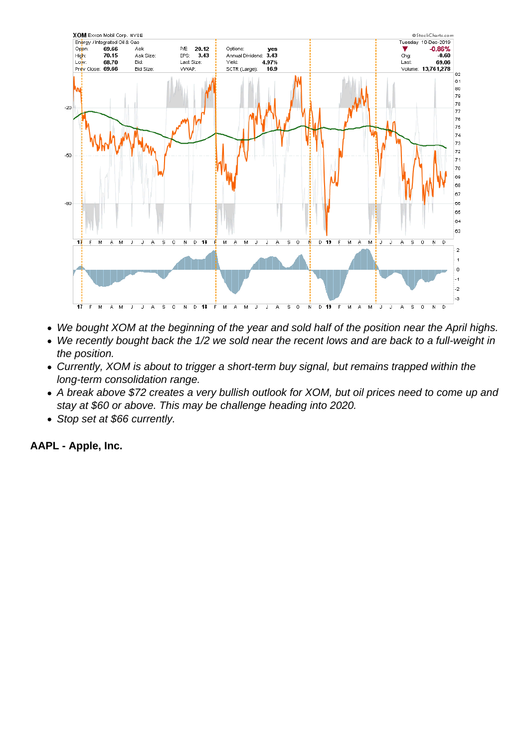- *We bought XOM at the beginning of the year and sold half of the position near the April highs.*
- *We recently bought back the 1/2 we sold near the recent lows and are back to a full-weight in the position.*
- *Currently, XOM is about to trigger a short-term buy signal, but remains trapped within the long-term consolidation range.*
- *A break above $72 creates a very bullish outlook for XOM, but oil prices need to come up and stay at $60 or above. This may be challenge heading into 2020.*
- *Stop set at $66 currently.*

**AAPL - Apple, Inc.**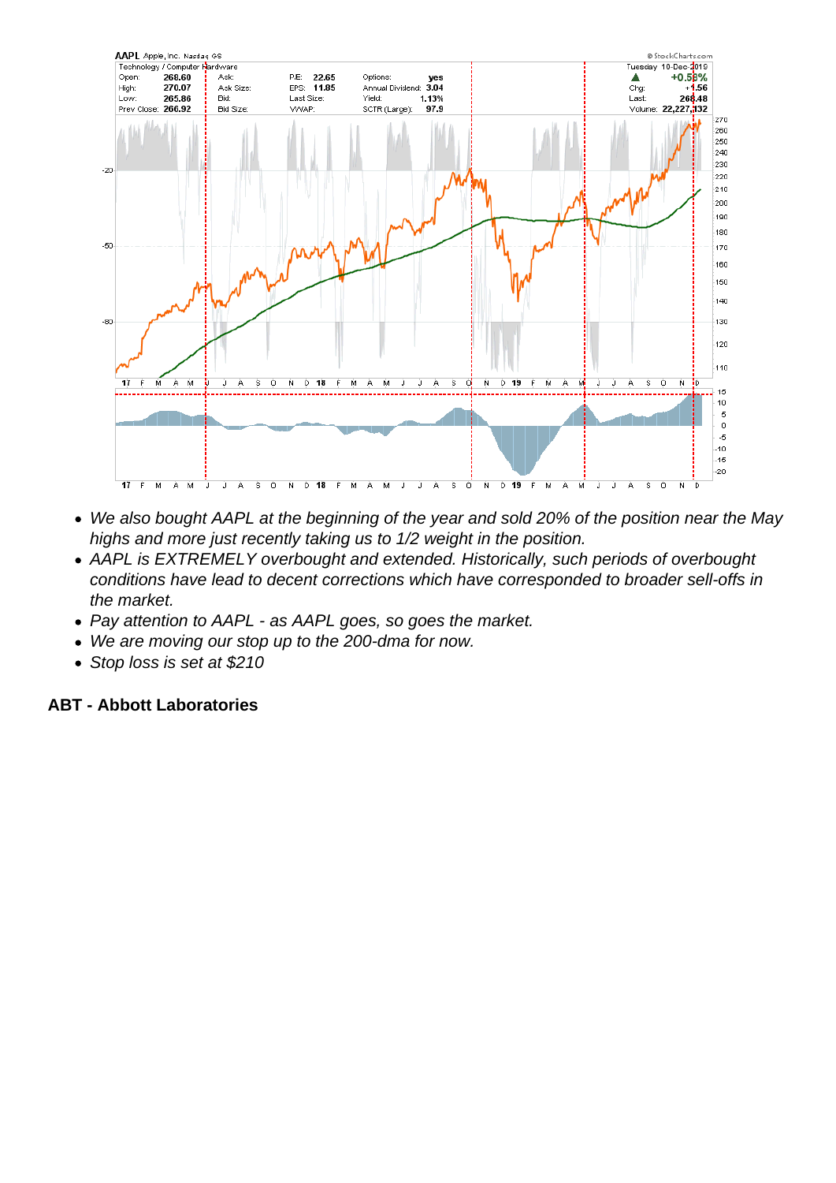- *We also bought AAPL at the beginning of the year and sold 20% of the position near the May highs and more just recently taking us to 1/2 weight in the position.*
- *AAPL is EXTREMELY overbought and extended. Historically, such periods of overbought conditions have lead to decent corrections which have corresponded to broader sell-offs in the market.*
- *Pay attention to AAPL - as AAPL goes, so goes the market.*
- *We are moving our stop up to the 200-dma for now.*
- *Stop loss is set at $210*

**ABT - Abbott Laboratories**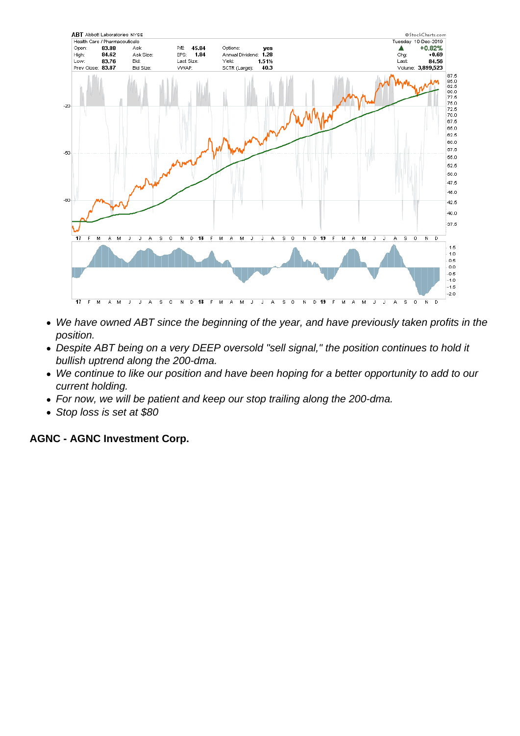- *We have owned ABT since the beginning of the year, and have previously taken profits in the position.*
- *Despite ABT being on a very DEEP oversold "sell signal," the position continues to hold it bullish uptrend along the 200-dma.*
- *We continue to like our position and have been hoping for a better opportunity to add to our current holding.*
- *For now, we will be patient and keep our stop trailing along the 200-dma.*
- *Stop loss is set at $80*

**AGNC - AGNC Investment Corp.**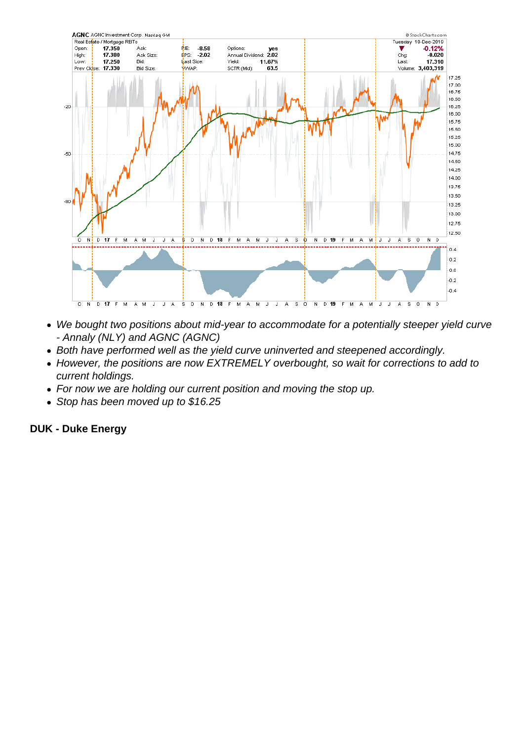- *We bought two positions about mid-year to accommodate for a potentially steeper yield curve - Annaly (NLY) and AGNC (AGNC)*
- *Both have performed well as the yield curve uninverted and steepened accordingly.*
- *However, the positions are now EXTREMELY overbought, so wait for corrections to add to current holdings.*
- *For now we are holding our current position and moving the stop up.*
- *Stop has been moved up to $16.25*

**DUK - Duke Energy**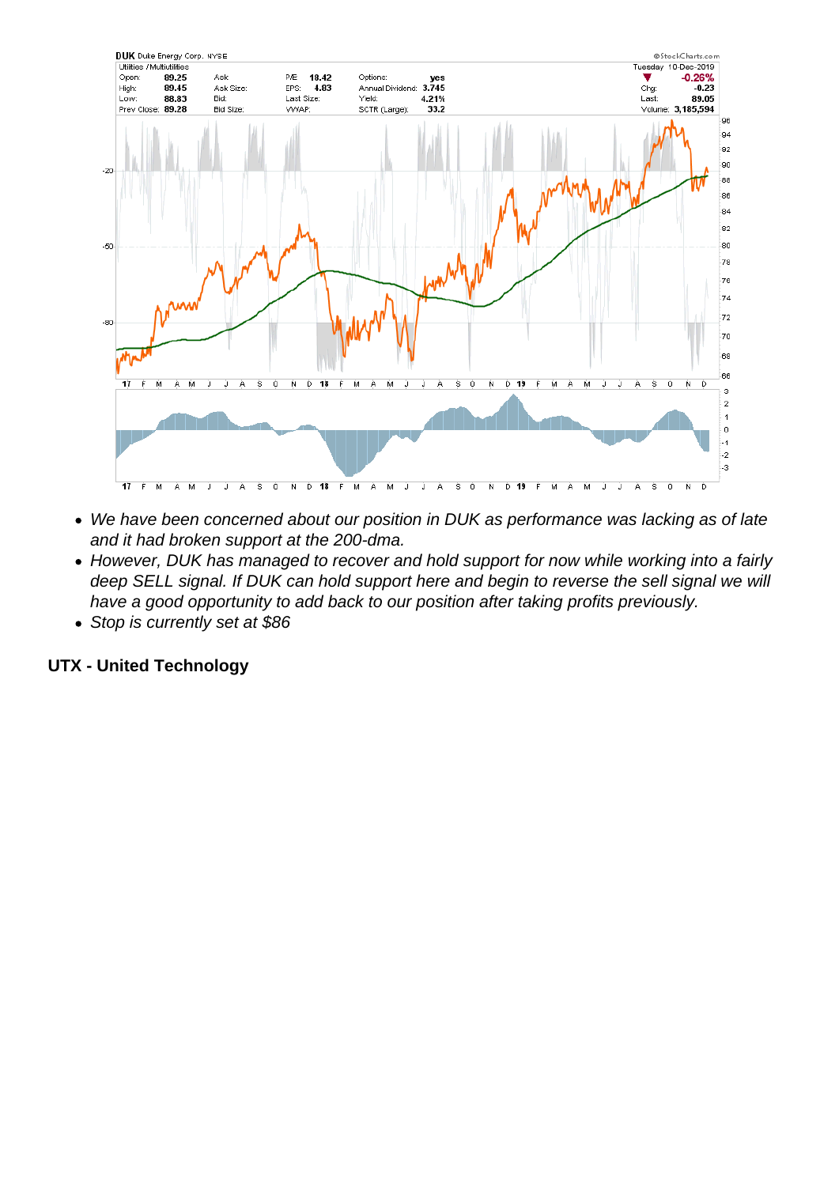- *We have been concerned about our position in DUK as performance was lacking as of late and it had broken support at the 200-dma.*
- *However, DUK has managed to recover and hold support for now while working into a fairly deep SELL signal. If DUK can hold support here and begin to reverse the sell signal we will have a good opportunity to add back to our position after taking profits previously.*
- *Stop is currently set at $86*

**UTX - United Technology**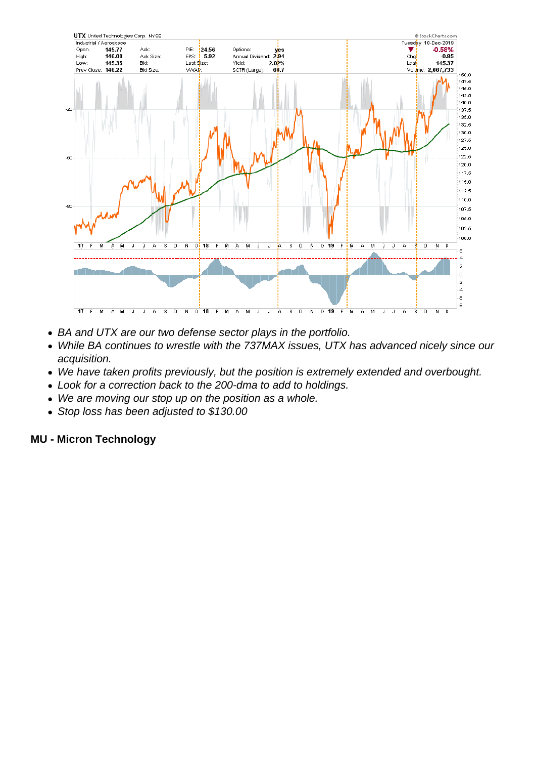- BA and UTX are our two defense sector plays in the portfolio.
- While BA continues to wrestle with the 737MAX issues, UTX has advanced nicely since our acquisition.
- We have taken profits previously, but the position is extremely extended and overbought.
- Look for a correction back to the 200-dma to add to holdings.
- We are moving our stop up on the position as a whole.
- Stop loss has been adjusted to $130.00

**MU - Micron Technology**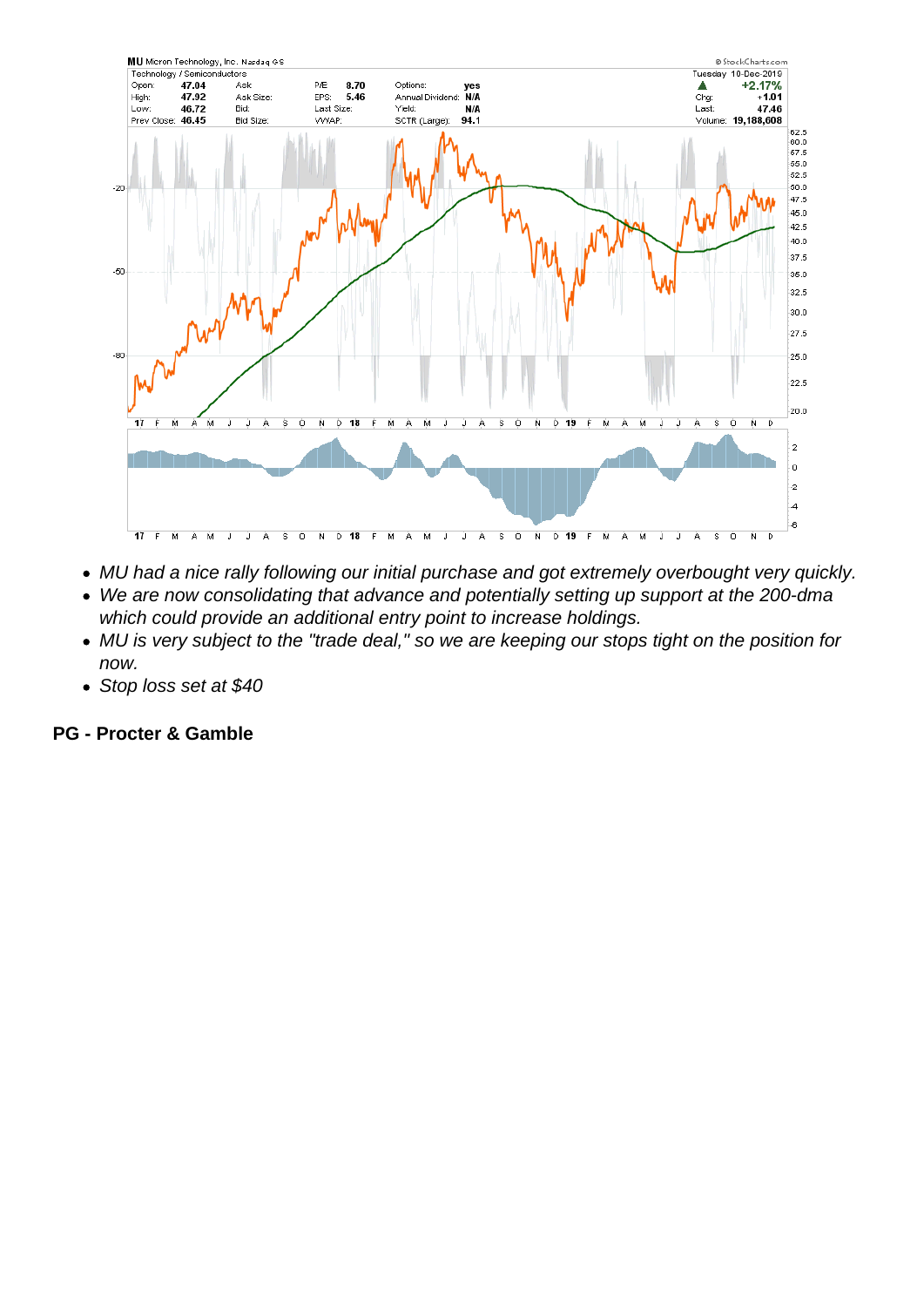- *MU had a nice rally following our initial purchase and got extremely overbought very quickly.*
- *We are now consolidating that advance and potentially setting up support at the 200-dma which could provide an additional entry point to increase holdings.*
- *MU is very subject to the "trade deal," so we are keeping our stops tight on the position for now.*
- *Stop loss set at $40*

**PG - Procter & Gamble**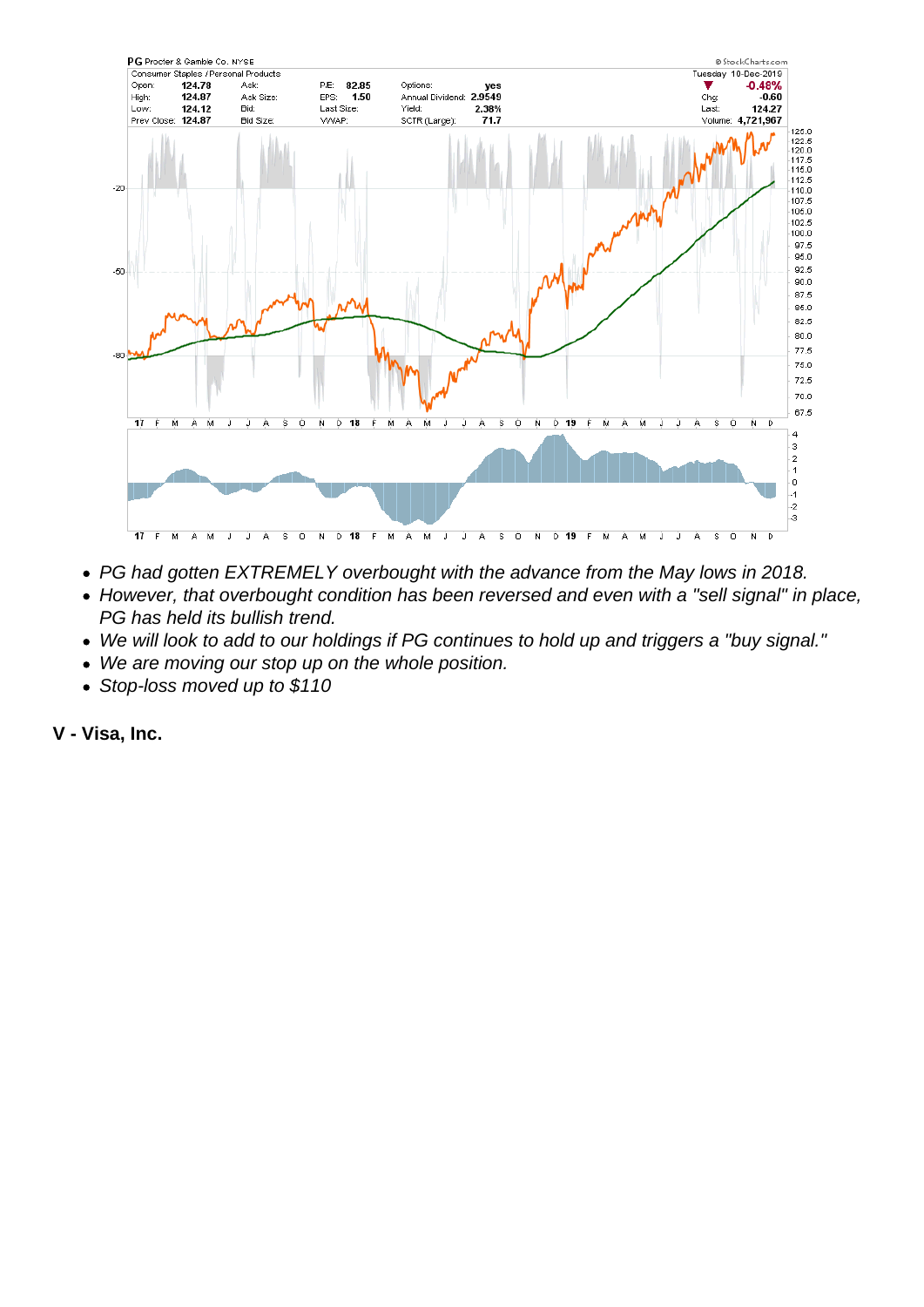- PG had gotten EXTREMELY overbought with the advance from the May lows in 2018.
- However, that overbought condition has been reversed and even with a "sell signal" in place, PG has held its bullish trend.
- We will look to add to our holdings if PG continues to hold up and triggers a "buy signal."
- We are moving our stop up on the whole position.
- Stop-loss moved up to $110

**V - Visa, Inc.**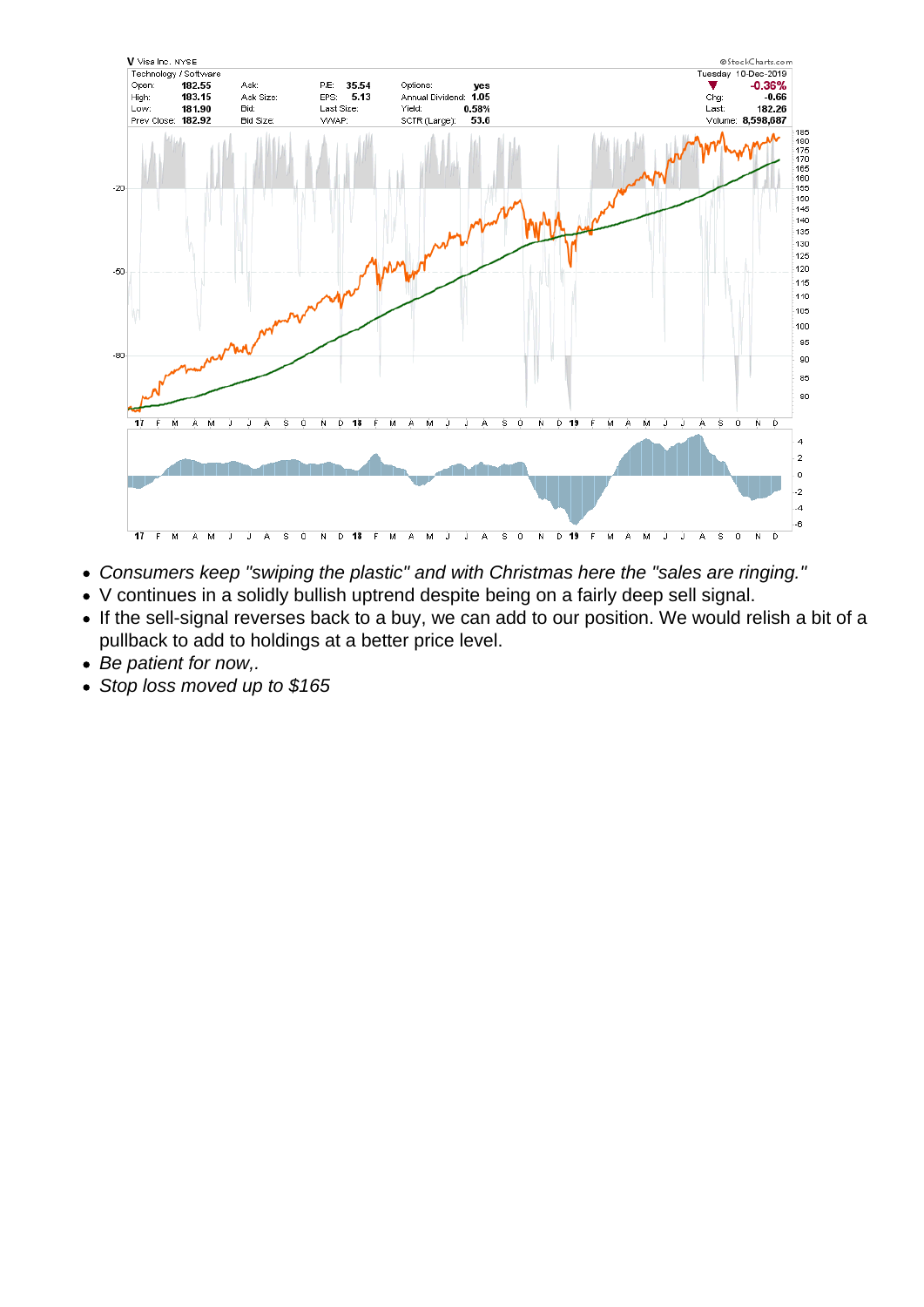V Visa Inc. NYSE
©StockCharts.com
Technology / Software
Tuesday 10-Dec-2019
Open: 182.55
High: 183.15
Low: 181.90
Prev Close: 182.92
Ask:
Ask Size:
Bid:
Bid Size:
P/E: 35.54
EPS: 5.13
Last Size:
VWAP:
Options: yes
Annual Dividend: 1.05
Yield: 0.58%
SCTR (Large): 53.6
-0.36%
Chg: -0.66
Last: 182.26
Volume: 8,598,687

- *Consumers keep "swiping the plastic" and with Christmas here the "sales are ringing."*
- V continues in a solidly bullish uptrend despite being on a fairly deep sell signal.
- If the sell-signal reverses back to a buy, we can add to our position. We would relish a bit of a pullback to add to holdings at a better price level.
- *Be patient for now,.*
- *Stop loss moved up to $165*